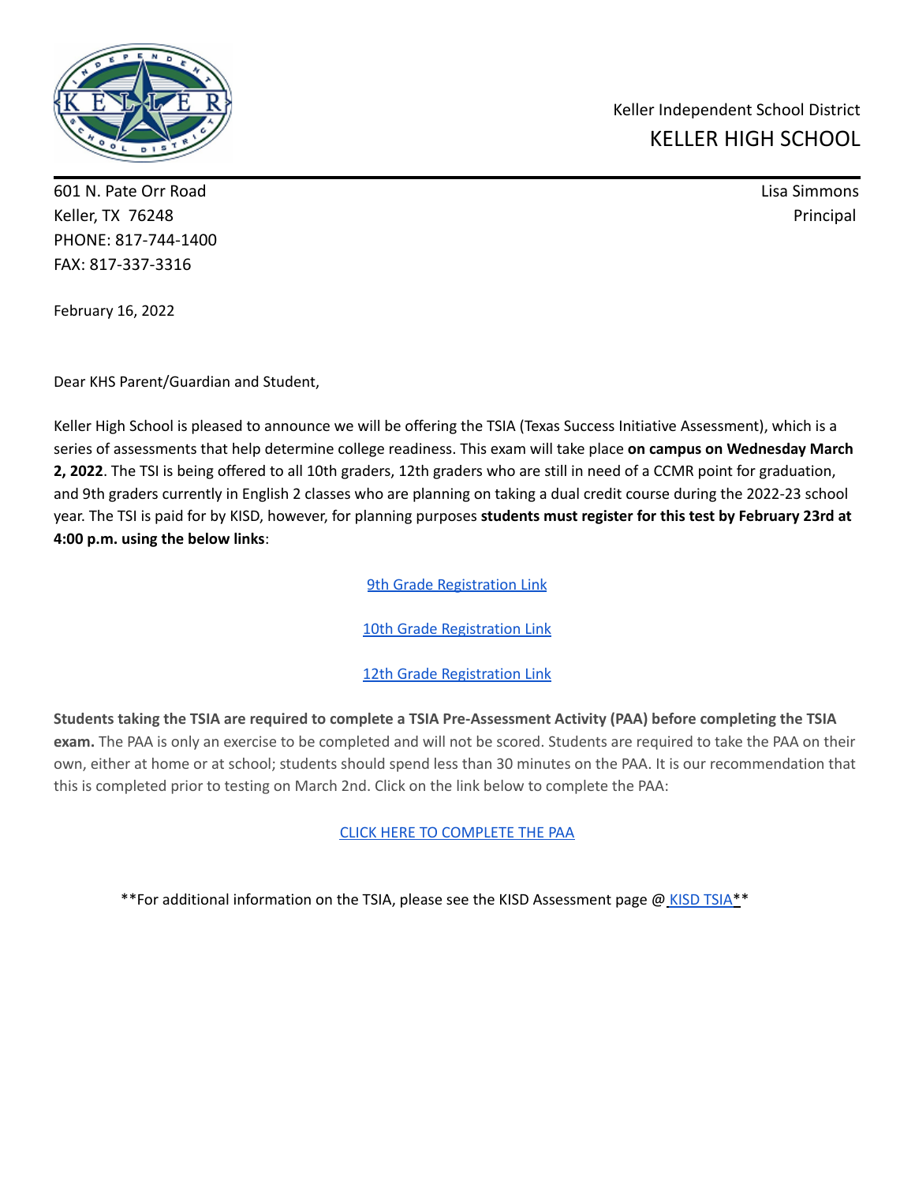Keller Independent School District
# KELLER HIGH SCHOOL

601 N. Pate Orr Road
Keller, TX 76248
PHONE: 817-744-1400
FAX: 817-337-3316

Lisa Simmons
Principal

February 16, 2022

Dear KHS Parent/Guardian and Student,

Keller High School is pleased to announce we will be offering the TSIA (Texas Success Initiative Assessment), which is a series of assessments that help determine college readiness. This exam will take place **on campus on Wednesday March 2, 2022**. The TSI is being offered to all 10th graders, 12th graders who are still in need of a CCMR point for graduation, and 9th graders currently in English 2 classes who are planning on taking a dual credit course during the 2022-23 school year. The TSI is paid for by KISD, however, for planning purposes **students must register for this test by February 23rd at 4:00 p.m. using the below links**:

9th Grade Registration Link

10th Grade Registration Link

12th Grade Registration Link

**Students taking the TSIA are required to complete a TSIA Pre-Assessment Activity (PAA) before completing the TSIA exam.** The PAA is only an exercise to be completed and will not be scored. Students are required to take the PAA on their own, either at home or at school; students should spend less than 30 minutes on the PAA. It is our recommendation that this is completed prior to testing on March 2nd. Click on the link below to complete the PAA:

CLICK HERE TO COMPLETE THE PAA

**For additional information on the TSIA, please see the KISD Assessment page @ KISD TSIA**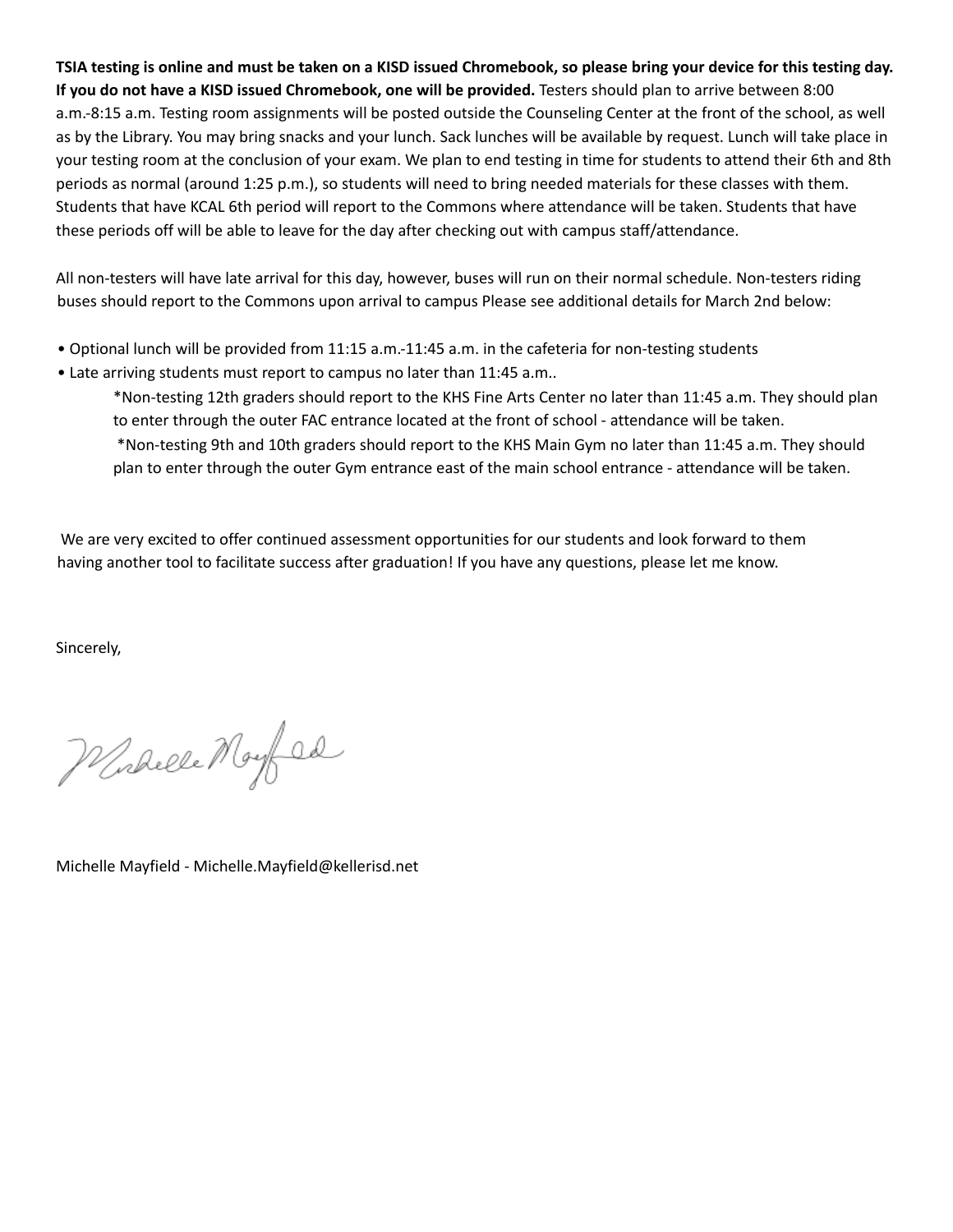**TSIA testing is online and must be taken on a KISD issued Chromebook, so please bring your device for this testing day. If you do not have a KISD issued Chromebook, one will be provided.** Testers should plan to arrive between 8:00 a.m.-8:15 a.m. Testing room assignments will be posted outside the Counseling Center at the front of the school, as well as by the Library. You may bring snacks and your lunch. Sack lunches will be available by request. Lunch will take place in your testing room at the conclusion of your exam. We plan to end testing in time for students to attend their 6th and 8th periods as normal (around 1:25 p.m.), so students will need to bring needed materials for these classes with them. Students that have KCAL 6th period will report to the Commons where attendance will be taken. Students that have these periods off will be able to leave for the day after checking out with campus staff/attendance.

All non-testers will have late arrival for this day, however, buses will run on their normal schedule. Non-testers riding buses should report to the Commons upon arrival to campus Please see additional details for March 2nd below:

- Optional lunch will be provided from 11:15 a.m.-11:45 a.m. in the cafeteria for non-testing students
- Late arriving students must report to campus no later than 11:45 a.m..
  - *Non-testing 12th graders should report to the KHS Fine Arts Center no later than 11:45 a.m. They should plan to enter through the outer FAC entrance located at the front of school - attendance will be taken.
  - *Non-testing 9th and 10th graders should report to the KHS Main Gym no later than 11:45 a.m. They should plan to enter through the outer Gym entrance east of the main school entrance - attendance will be taken.

We are very excited to offer continued assessment opportunities for our students and look forward to them having another tool to facilitate success after graduation! If you have any questions, please let me know.

Sincerely,

Michelle Mayfield

Michelle Mayfield - Michelle.Mayfield@kellerisd.net